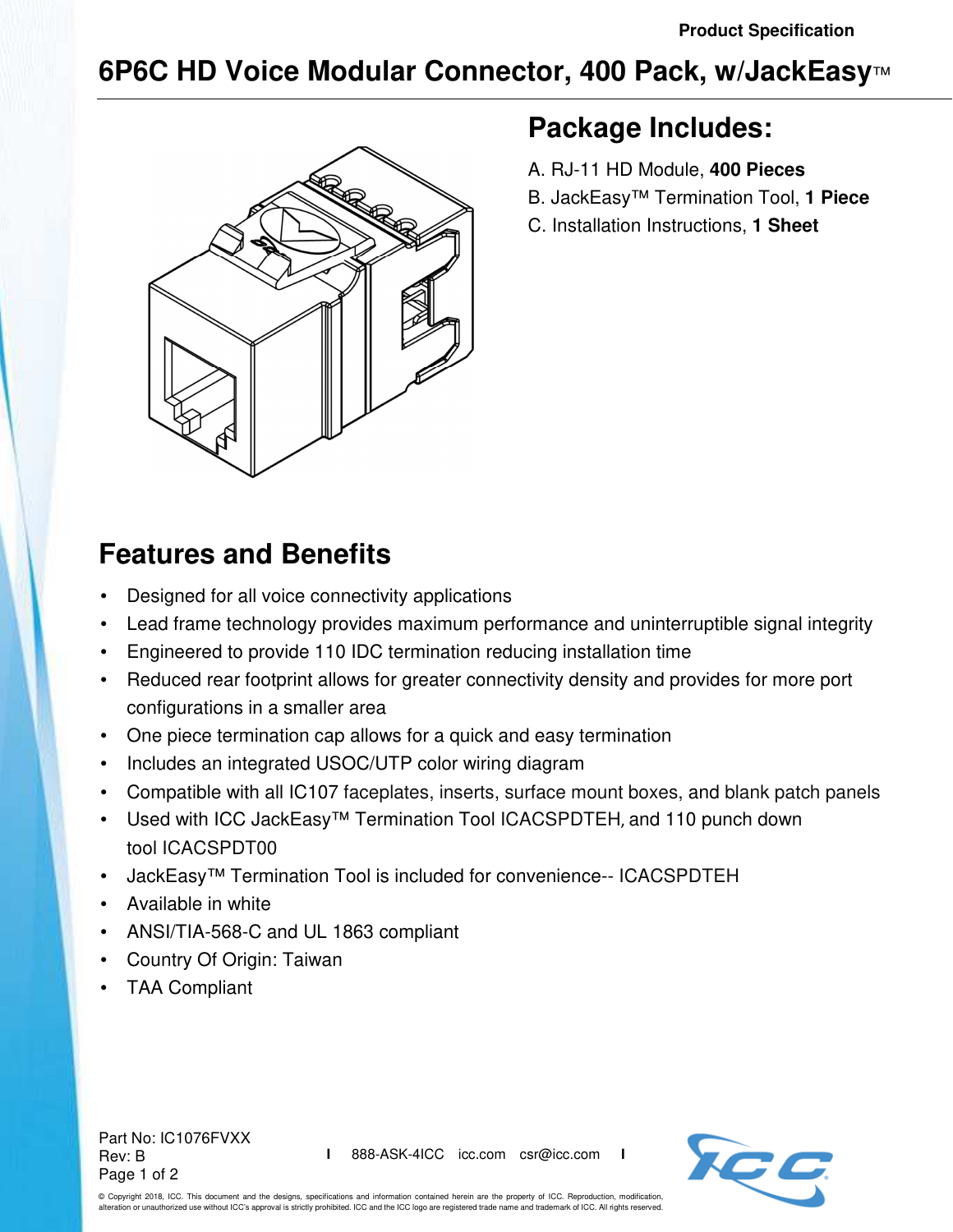Product Specification

# 6P6C HD Voice Modular Connector, 400 Pack, w/JackEasy™

## Package Includes:

A. RJ-11 HD Module, **400 Pieces**

B. JackEasy™ Termination Tool, **1 Piece**

C. Installation Instructions, **1 Sheet**

## Features and Benefits

- Designed for all voice connectivity applications
- Lead frame technology provides maximum performance and uninterruptible signal integrity
- Engineered to provide 110 IDC termination reducing installation time
- Reduced rear footprint allows for greater connectivity density and provides for more port configurations in a smaller area
- One piece termination cap allows for a quick and easy termination
- Includes an integrated USOC/UTP color wiring diagram
- Compatible with all IC107 faceplates, inserts, surface mount boxes, and blank patch panels
- Used with ICC JackEasy™ Termination Tool ICACSPDTEH, and 110 punch down tool ICACSPDT00
- JackEasy™ Termination Tool is included for convenience-- ICACSPDTEH
- Available in white
- ANSI/TIA-568-C and UL 1863 compliant
- Country Of Origin: Taiwan
- TAA Compliant

Part No: IC1076FVXX
Rev: B

888-ASK-4ICC icc.com csr@icc.com

© Copyright 2018, ICC. This document and the designs, specifications and information contained herein are the property of ICC. Reproduction, modification, alteration or unauthorized use without ICC's approval is strictly prohibited. ICC and the ICC logo are registered trade name and trademark of ICC. All rights reserved.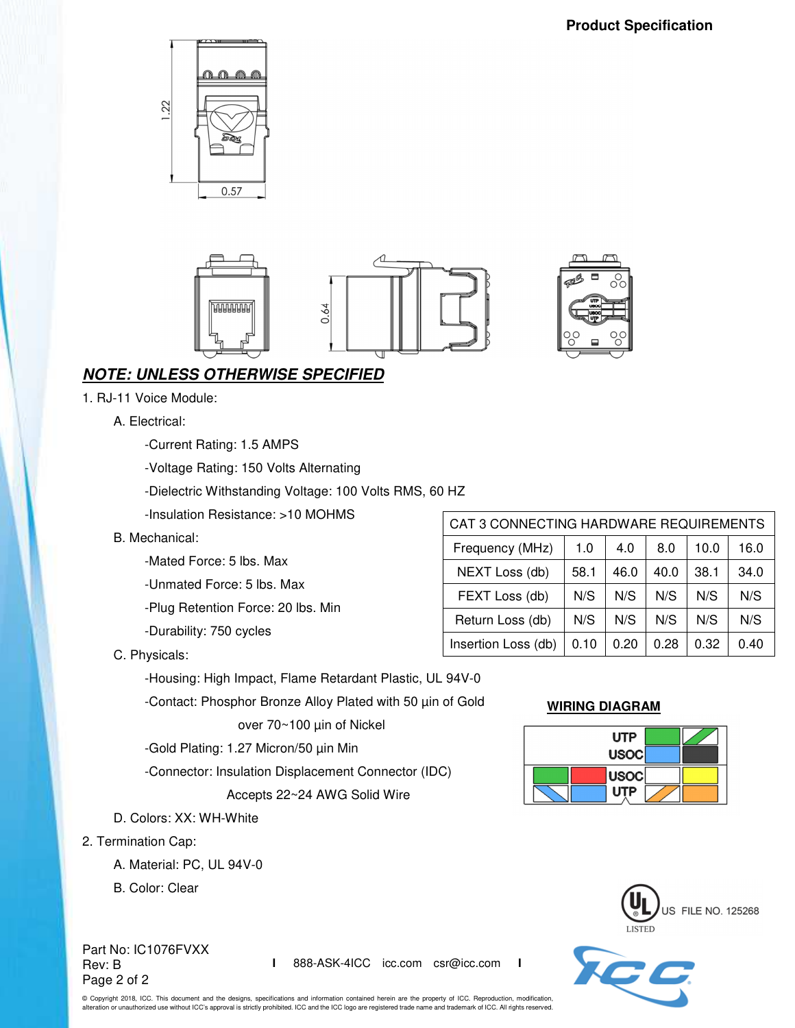Product Specification

1.22

0.57

0.64

## *NOTE: UNLESS OTHERWISE SPECIFIED*

1. RJ-11 Voice Module:
   - A. Electrical:
     - -Current Rating: 1.5 AMPS
     - -Voltage Rating: 150 Volts Alternating
     - -Dielectric Withstanding Voltage: 100 Volts RMS, 60 HZ
     - -Insulation Resistance: >10 MOHMS
   - B. Mechanical:
     - -Mated Force: 5 lbs. Max
     - -Unmated Force: 5 lbs. Max
     - -Plug Retention Force: 20 lbs. Min
     - -Durability: 750 cycles
   - C. Physicals:
     - -Housing: High Impact, Flame Retardant Plastic, UL 94V-0
     - -Contact: Phosphor Bronze Alloy Plated with 50 µin of Gold over 70~100 µin of Nickel
     - -Gold Plating: 1.27 Micron/50 µin Min
     - -Connector: Insulation Displacement Connector (IDC) Accepts 22~24 AWG Solid Wire
   - D. Colors: XX: WH-White
2. Termination Cap:
   - A. Material: PC, UL 94V-0
   - B. Color: Clear

| CAT 3 CONNECTING HARDWARE REQUIREMENTS | | | | | |
|---|---|---|---|---|---|
| Frequency (MHz) | 1.0 | 4.0 | 8.0 | 10.0 | 16.0 |
| NEXT Loss (db) | 58.1 | 46.0 | 40.0 | 38.1 | 34.0 |
| FEXT Loss (db) | N/S | N/S | N/S | N/S | N/S |
| Return Loss (db) | N/S | N/S | N/S | N/S | N/S |
| Insertion Loss (db) | 0.10 | 0.20 | 0.28 | 0.32 | 0.40 |

**WIRING DIAGRAM**

UTP
USOC
USOC
UTP

US FILE NO. 125268
LISTED

Part No: IC1076FVXX
Rev: B

888-ASK-4ICC icc.com csr@icc.com

© Copyright 2018, ICC. This document and the designs, specifications and information contained herein are the property of ICC. Reproduction, modification, alteration or unauthorized use without ICC's approval is strictly prohibited. ICC and the ICC logo are registered trade name and trademark of ICC. All rights reserved.